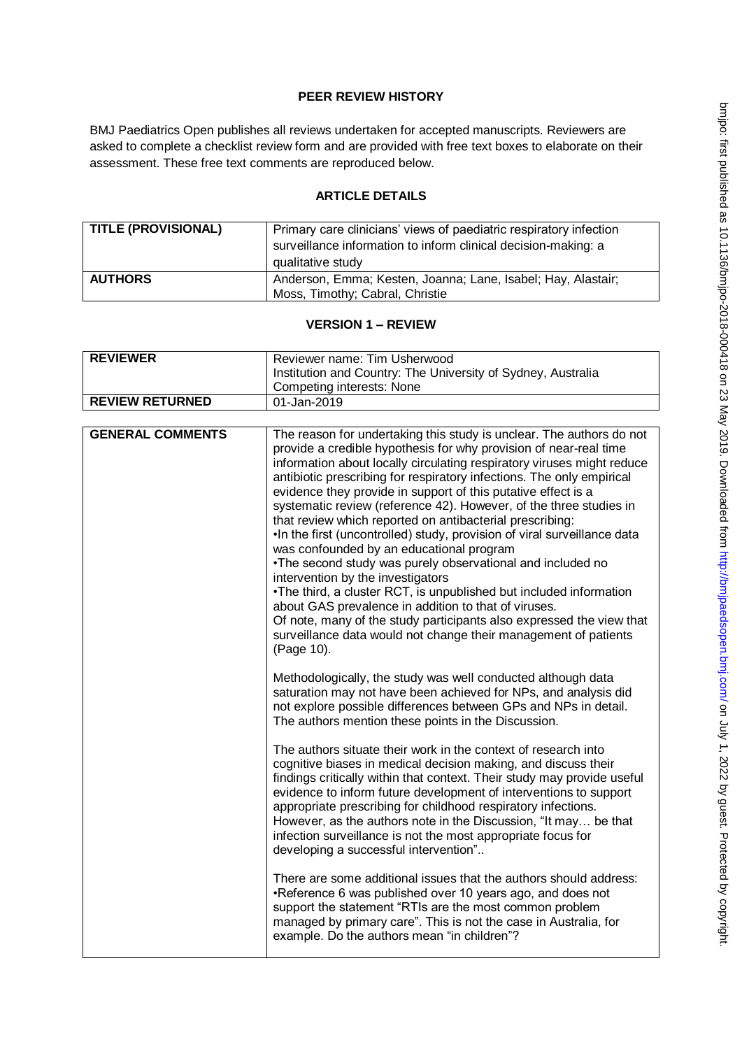# PEER REVIEW HISTORY

BMJ Paediatrics Open publishes all reviews undertaken for accepted manuscripts. Reviewers are asked to complete a checklist review form and are provided with free text boxes to elaborate on their assessment. These free text comments are reproduced below.

## ARTICLE DETAILS

| TITLE (PROVISIONAL) | Primary care clinicians' views of paediatric respiratory infection surveillance information to inform clinical decision-making: a qualitative study |
|---|---|
| AUTHORS | Anderson, Emma; Kesten, Joanna; Lane, Isabel; Hay, Alastair; Moss, Timothy; Cabral, Christie |

## VERSION 1 – REVIEW

| REVIEWER | Reviewer name: Tim Usherwood<br>Institution and Country: The University of Sydney, Australia<br>Competing interests: None |
|---|---|
| REVIEW RETURNED | 01-Jan-2019 |

| GENERAL COMMENTS | The reason for undertaking this study is unclear. The authors do not provide a credible hypothesis for why provision of near-real time information about locally circulating respiratory viruses might reduce antibiotic prescribing for respiratory infections. The only empirical evidence they provide in support of this putative effect is a systematic review (reference 42). However, of the three studies in that review which reported on antibacterial prescribing:<br>•In the first (uncontrolled) study, provision of viral surveillance data was confounded by an educational program<br>•The second study was purely observational and included no intervention by the investigators<br>•The third, a cluster RCT, is unpublished but included information about GAS prevalence in addition to that of viruses.<br>Of note, many of the study participants also expressed the view that surveillance data would not change their management of patients (Page 10).<br><br>Methodologically, the study was well conducted although data saturation may not have been achieved for NPs, and analysis did not explore possible differences between GPs and NPs in detail. The authors mention these points in the Discussion.<br><br>The authors situate their work in the context of research into cognitive biases in medical decision making, and discuss their findings critically within that context. Their study may provide useful evidence to inform future development of interventions to support appropriate prescribing for childhood respiratory infections. However, as the authors note in the Discussion, "It may… be that infection surveillance is not the most appropriate focus for developing a successful intervention"..<br><br>There are some additional issues that the authors should address:<br>•Reference 6 was published over 10 years ago, and does not support the statement "RTIs are the most common problem managed by primary care". This is not the case in Australia, for example. Do the authors mean "in children"? |
|---|---|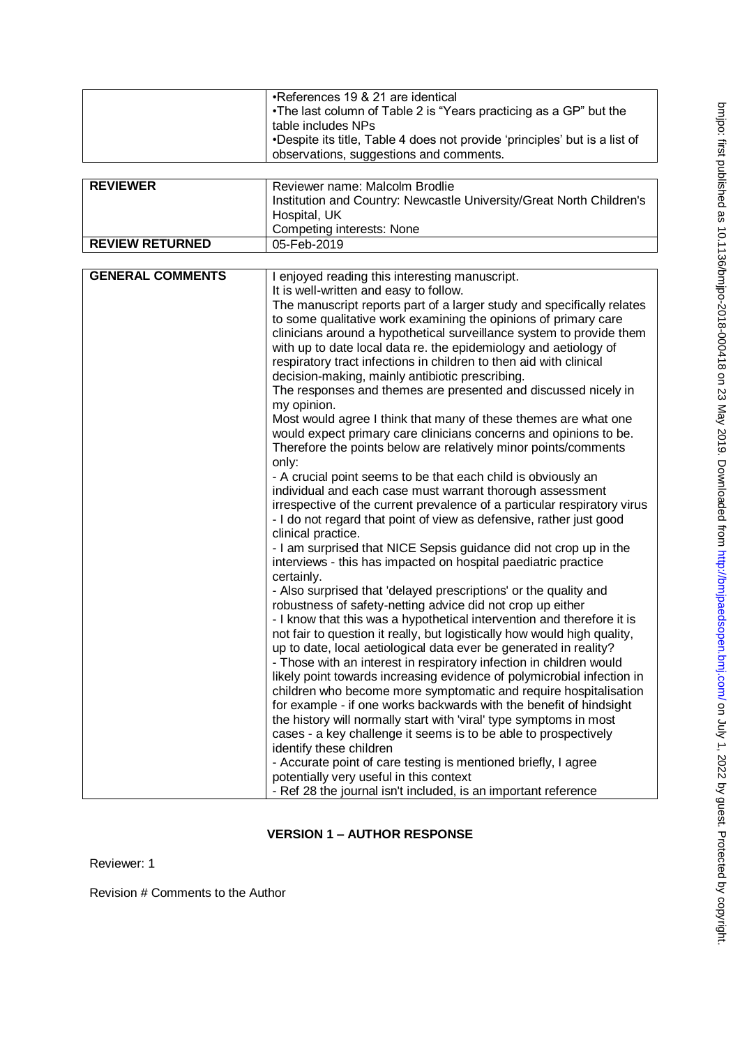| | |
|---|---|
| | •References 19 & 21 are identical<br>•The last column of Table 2 is "Years practicing as a GP" but the table includes NPs<br>•Despite its title, Table 4 does not provide 'principles' but is a list of observations, suggestions and comments. |

| | |
|---|---|
| **REVIEWER** | Reviewer name: Malcolm Brodlie<br>Institution and Country: Newcastle University/Great North Children's Hospital, UK<br>Competing interests: None |
| **REVIEW RETURNED** | 05-Feb-2019 |

| | |
|---|---|
| **GENERAL COMMENTS** | I enjoyed reading this interesting manuscript.<br>It is well-written and easy to follow.<br>The manuscript reports part of a larger study and specifically relates to some qualitative work examining the opinions of primary care clinicians around a hypothetical surveillance system to provide them with up to date local data re. the epidemiology and aetiology of respiratory tract infections in children to then aid with clinical decision-making, mainly antibiotic prescribing.<br>The responses and themes are presented and discussed nicely in my opinion.<br>Most would agree I think that many of these themes are what one would expect primary care clinicians concerns and opinions to be. Therefore the points below are relatively minor points/comments only:<br>- A crucial point seems to be that each child is obviously an individual and each case must warrant thorough assessment irrespective of the current prevalence of a particular respiratory virus<br>- I do not regard that point of view as defensive, rather just good clinical practice.<br>- I am surprised that NICE Sepsis guidance did not crop up in the interviews - this has impacted on hospital paediatric practice certainly.<br>- Also surprised that 'delayed prescriptions' or the quality and robustness of safety-netting advice did not crop up either<br>- I know that this was a hypothetical intervention and therefore it is not fair to question it really, but logistically how would high quality, up to date, local aetiological data ever be generated in reality?<br>- Those with an interest in respiratory infection in children would likely point towards increasing evidence of polymicrobial infection in children who become more symptomatic and require hospitalisation for example - if one works backwards with the benefit of hindsight the history will normally start with 'viral' type symptoms in most cases - a key challenge it seems is to be able to prospectively identify these children<br>- Accurate point of care testing is mentioned briefly, I agree potentially very useful in this context<br>- Ref 28 the journal isn't included, is an important reference |

## VERSION 1 – AUTHOR RESPONSE

Reviewer: 1

Revision # Comments to the Author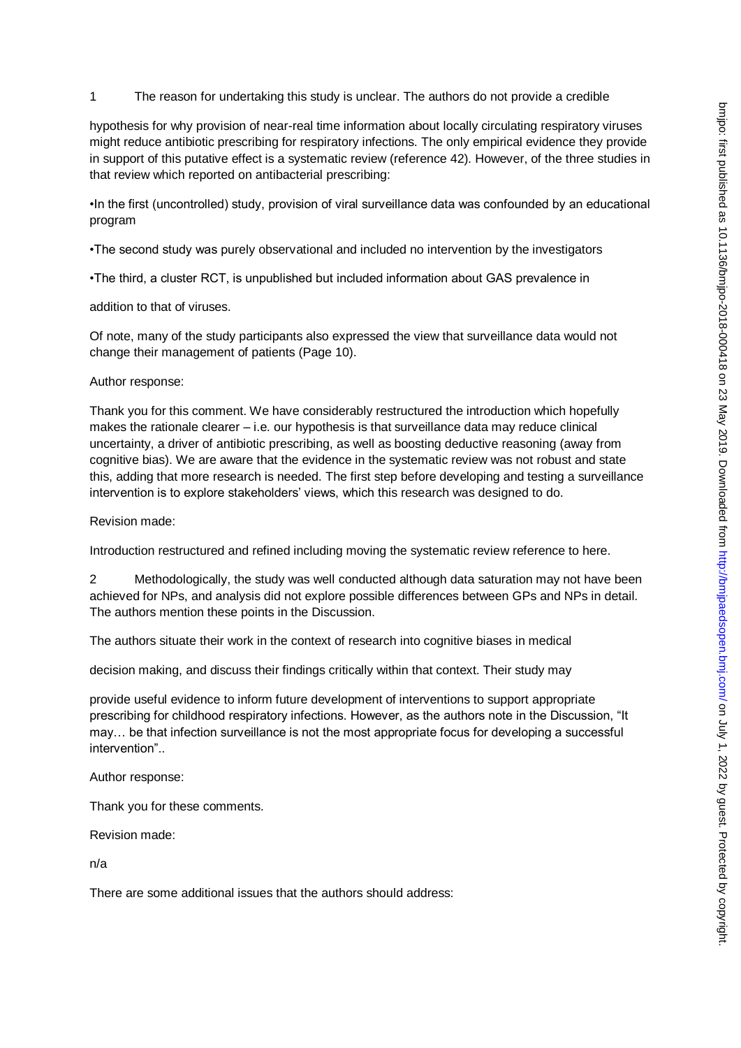1 The reason for undertaking this study is unclear. The authors do not provide a credible hypothesis for why provision of near-real time information about locally circulating respiratory viruses might reduce antibiotic prescribing for respiratory infections. The only empirical evidence they provide in support of this putative effect is a systematic review (reference 42). However, of the three studies in that review which reported on antibacterial prescribing:

- In the first (uncontrolled) study, provision of viral surveillance data was confounded by an educational program
- The second study was purely observational and included no intervention by the investigators
- The third, a cluster RCT, is unpublished but included information about GAS prevalence in addition to that of viruses.

Of note, many of the study participants also expressed the view that surveillance data would not change their management of patients (Page 10).

Author response:

Thank you for this comment. We have considerably restructured the introduction which hopefully makes the rationale clearer – i.e. our hypothesis is that surveillance data may reduce clinical uncertainty, a driver of antibiotic prescribing, as well as boosting deductive reasoning (away from cognitive bias). We are aware that the evidence in the systematic review was not robust and state this, adding that more research is needed. The first step before developing and testing a surveillance intervention is to explore stakeholders' views, which this research was designed to do.

Revision made:

Introduction restructured and refined including moving the systematic review reference to here.

2 Methodologically, the study was well conducted although data saturation may not have been achieved for NPs, and analysis did not explore possible differences between GPs and NPs in detail. The authors mention these points in the Discussion.

The authors situate their work in the context of research into cognitive biases in medical decision making, and discuss their findings critically within that context. Their study may provide useful evidence to inform future development of interventions to support appropriate prescribing for childhood respiratory infections. However, as the authors note in the Discussion, "It may… be that infection surveillance is not the most appropriate focus for developing a successful intervention"..

Author response:

Thank you for these comments.

Revision made:

n/a

There are some additional issues that the authors should address: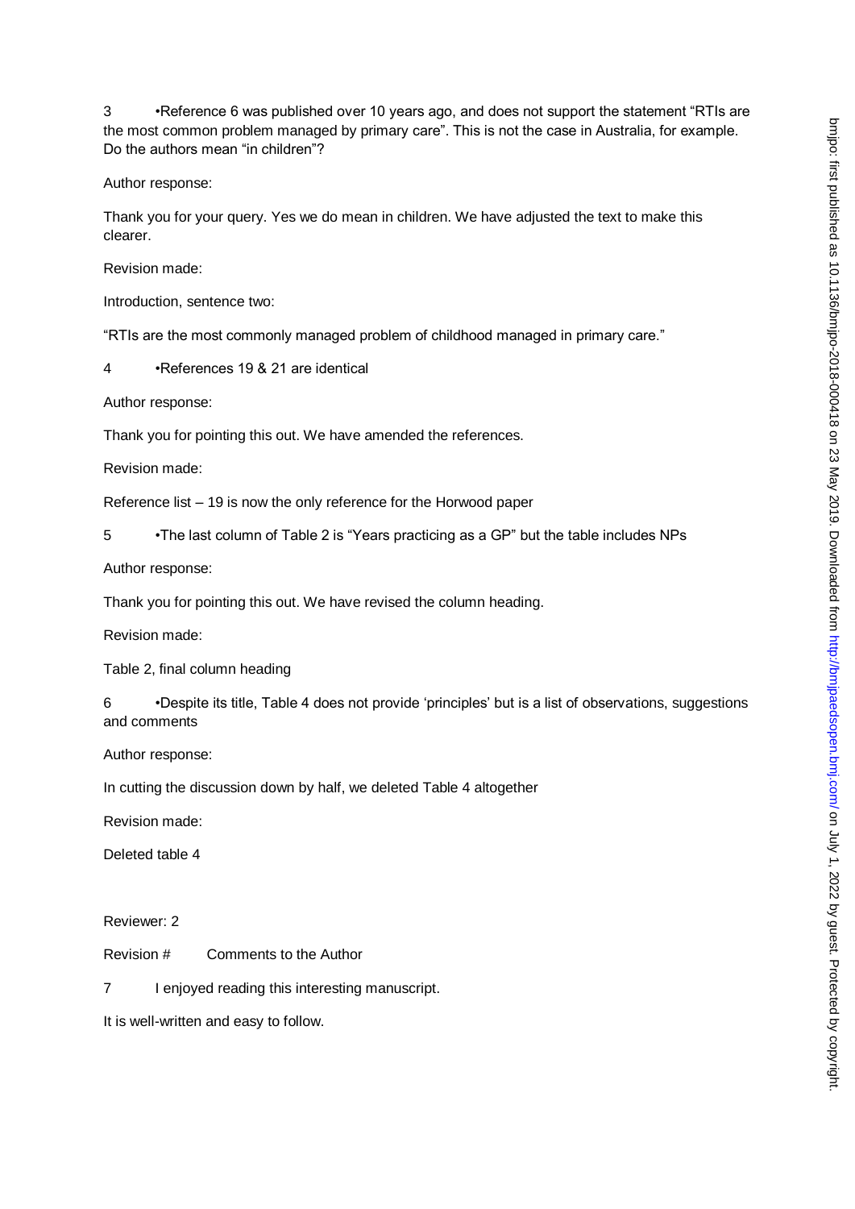3 •Reference 6 was published over 10 years ago, and does not support the statement "RTIs are the most common problem managed by primary care". This is not the case in Australia, for example. Do the authors mean "in children"?

Author response:

Thank you for your query. Yes we do mean in children. We have adjusted the text to make this clearer.

Revision made:

Introduction, sentence two:

"RTIs are the most commonly managed problem of childhood managed in primary care."

4 •References 19 & 21 are identical

Author response:

Thank you for pointing this out. We have amended the references.

Revision made:

Reference list – 19 is now the only reference for the Horwood paper

5 •The last column of Table 2 is "Years practicing as a GP" but the table includes NPs

Author response:

Thank you for pointing this out. We have revised the column heading.

Revision made:

Table 2, final column heading

6 •Despite its title, Table 4 does not provide 'principles' but is a list of observations, suggestions and comments

Author response:

In cutting the discussion down by half, we deleted Table 4 altogether

Revision made:

Deleted table 4

Reviewer: 2

Revision # Comments to the Author

7 I enjoyed reading this interesting manuscript.

It is well-written and easy to follow.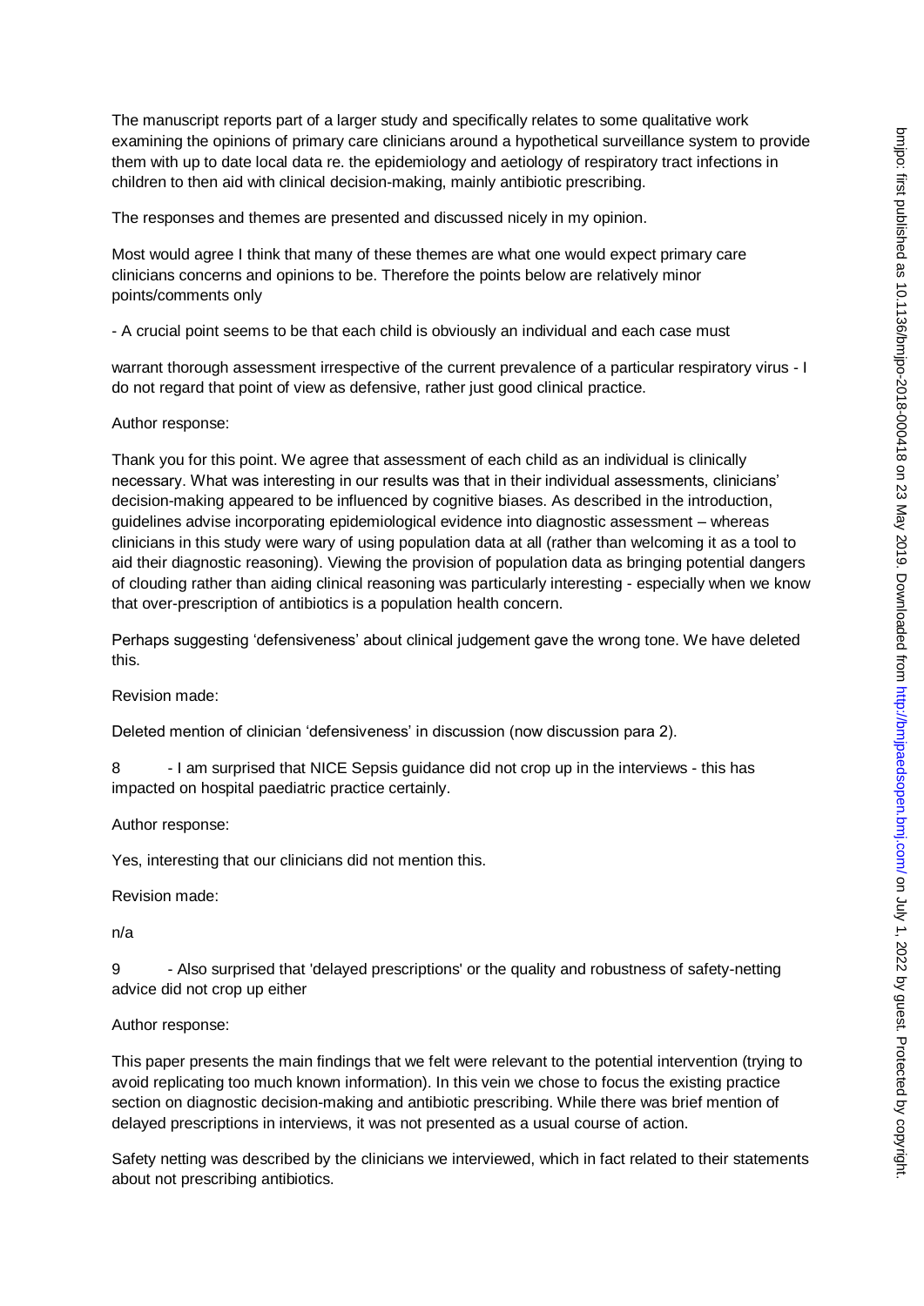The manuscript reports part of a larger study and specifically relates to some qualitative work examining the opinions of primary care clinicians around a hypothetical surveillance system to provide them with up to date local data re. the epidemiology and aetiology of respiratory tract infections in children to then aid with clinical decision-making, mainly antibiotic prescribing.

The responses and themes are presented and discussed nicely in my opinion.

Most would agree I think that many of these themes are what one would expect primary care clinicians concerns and opinions to be. Therefore the points below are relatively minor points/comments only

- A crucial point seems to be that each child is obviously an individual and each case must

warrant thorough assessment irrespective of the current prevalence of a particular respiratory virus - I do not regard that point of view as defensive, rather just good clinical practice.

Author response:

Thank you for this point. We agree that assessment of each child as an individual is clinically necessary. What was interesting in our results was that in their individual assessments, clinicians' decision-making appeared to be influenced by cognitive biases. As described in the introduction, guidelines advise incorporating epidemiological evidence into diagnostic assessment – whereas clinicians in this study were wary of using population data at all (rather than welcoming it as a tool to aid their diagnostic reasoning). Viewing the provision of population data as bringing potential dangers of clouding rather than aiding clinical reasoning was particularly interesting - especially when we know that over-prescription of antibiotics is a population health concern.

Perhaps suggesting 'defensiveness' about clinical judgement gave the wrong tone. We have deleted this.

Revision made:

Deleted mention of clinician 'defensiveness' in discussion (now discussion para 2).

8 - I am surprised that NICE Sepsis guidance did not crop up in the interviews - this has impacted on hospital paediatric practice certainly.

Author response:

Yes, interesting that our clinicians did not mention this.

Revision made:

n/a

9 - Also surprised that 'delayed prescriptions' or the quality and robustness of safety-netting advice did not crop up either

Author response:

This paper presents the main findings that we felt were relevant to the potential intervention (trying to avoid replicating too much known information). In this vein we chose to focus the existing practice section on diagnostic decision-making and antibiotic prescribing. While there was brief mention of delayed prescriptions in interviews, it was not presented as a usual course of action.

Safety netting was described by the clinicians we interviewed, which in fact related to their statements about not prescribing antibiotics.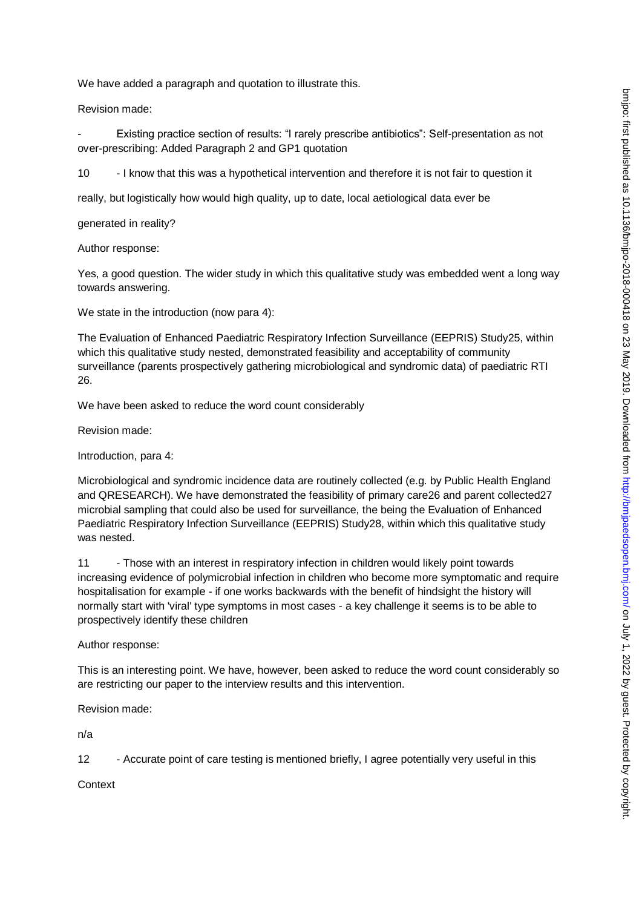We have added a paragraph and quotation to illustrate this.

Revision made:

- Existing practice section of results: "I rarely prescribe antibiotics": Self-presentation as not over-prescribing: Added Paragraph 2 and GP1 quotation

10 - I know that this was a hypothetical intervention and therefore it is not fair to question it

really, but logistically how would high quality, up to date, local aetiological data ever be

generated in reality?

Author response:

Yes, a good question. The wider study in which this qualitative study was embedded went a long way towards answering.

We state in the introduction (now para 4):

The Evaluation of Enhanced Paediatric Respiratory Infection Surveillance (EEPRIS) Study25, within which this qualitative study nested, demonstrated feasibility and acceptability of community surveillance (parents prospectively gathering microbiological and syndromic data) of paediatric RTI 26.

We have been asked to reduce the word count considerably

Revision made:

Introduction, para 4:

Microbiological and syndromic incidence data are routinely collected (e.g. by Public Health England and QRESEARCH). We have demonstrated the feasibility of primary care26 and parent collected27 microbial sampling that could also be used for surveillance, the being the Evaluation of Enhanced Paediatric Respiratory Infection Surveillance (EEPRIS) Study28, within which this qualitative study was nested.

11 - Those with an interest in respiratory infection in children would likely point towards increasing evidence of polymicrobial infection in children who become more symptomatic and require hospitalisation for example - if one works backwards with the benefit of hindsight the history will normally start with 'viral' type symptoms in most cases - a key challenge it seems is to be able to prospectively identify these children

Author response:

This is an interesting point. We have, however, been asked to reduce the word count considerably so are restricting our paper to the interview results and this intervention.

Revision made:

n/a

12 - Accurate point of care testing is mentioned briefly, I agree potentially very useful in this

Context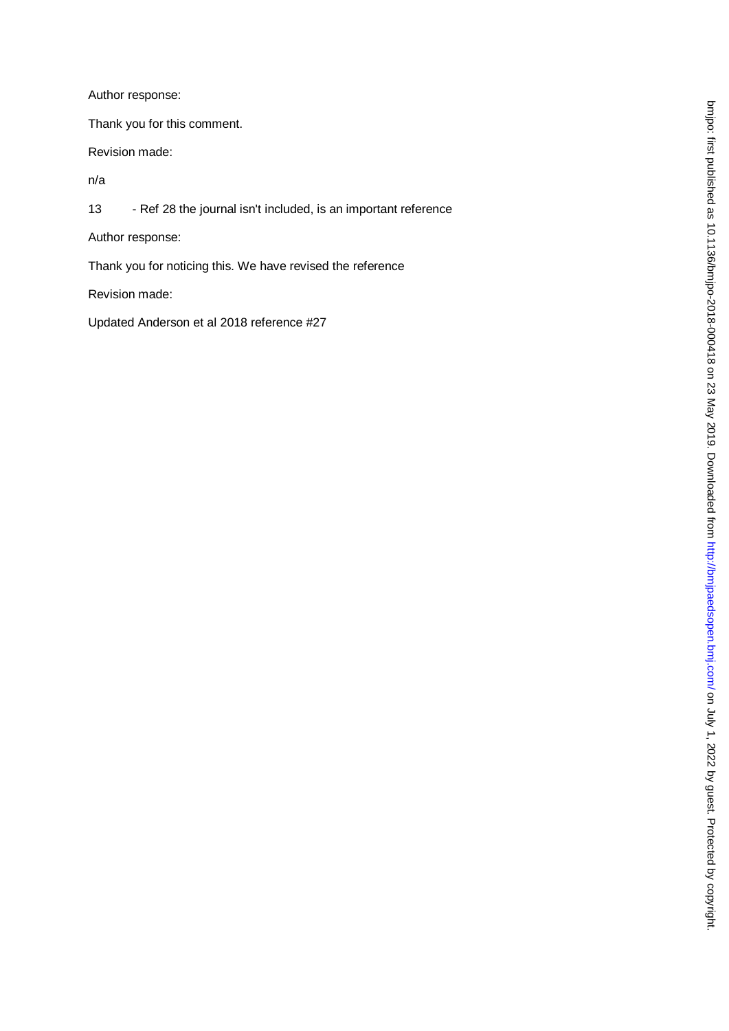Author response:

Thank you for this comment.

Revision made:

n/a

13 - Ref 28 the journal isn't included, is an important reference

Author response:

Thank you for noticing this. We have revised the reference

Revision made:

Updated Anderson et al 2018 reference #27